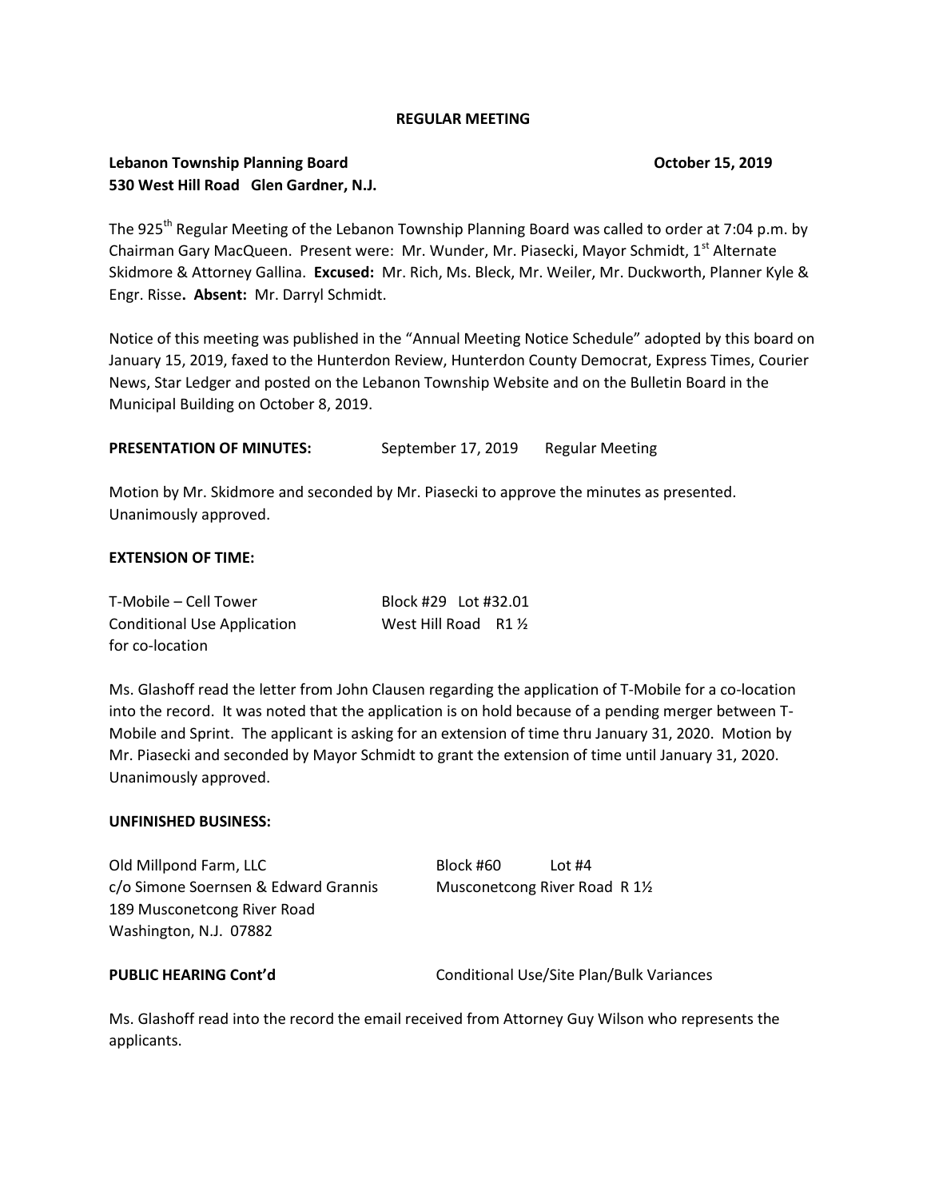**REGULAR MEETING**

**Lebanon Township Planning Board** **October 15, 2019**
**530 West Hill Road Glen Gardner, N.J.**

The 925th Regular Meeting of the Lebanon Township Planning Board was called to order at 7:04 p.m. by Chairman Gary MacQueen. Present were: Mr. Wunder, Mr. Piasecki, Mayor Schmidt, 1st Alternate Skidmore & Attorney Gallina. **Excused:** Mr. Rich, Ms. Bleck, Mr. Weiler, Mr. Duckworth, Planner Kyle & Engr. Risse**. Absent:** Mr. Darryl Schmidt.

Notice of this meeting was published in the "Annual Meeting Notice Schedule" adopted by this board on January 15, 2019, faxed to the Hunterdon Review, Hunterdon County Democrat, Express Times, Courier News, Star Ledger and posted on the Lebanon Township Website and on the Bulletin Board in the Municipal Building on October 8, 2019.

**PRESENTATION OF MINUTES:** September 17, 2019 Regular Meeting

Motion by Mr. Skidmore and seconded by Mr. Piasecki to approve the minutes as presented. Unanimously approved.

**EXTENSION OF TIME:**

T-Mobile – Cell Tower
Conditional Use Application
for co-location

Block #29 Lot #32.01
West Hill Road R1 ½

Ms. Glashoff read the letter from John Clausen regarding the application of T-Mobile for a co-location into the record. It was noted that the application is on hold because of a pending merger between T-Mobile and Sprint. The applicant is asking for an extension of time thru January 31, 2020. Motion by Mr. Piasecki and seconded by Mayor Schmidt to grant the extension of time until January 31, 2020. Unanimously approved.

**UNFINISHED BUSINESS:**

Old Millpond Farm, LLC
c/o Simone Soernsen & Edward Grannis
189 Musconetcong River Road
Washington, N.J. 07882

Block #60 Lot #4
Musconetcong River Road R 1½

**PUBLIC HEARING Cont'd** Conditional Use/Site Plan/Bulk Variances

Ms. Glashoff read into the record the email received from Attorney Guy Wilson who represents the applicants.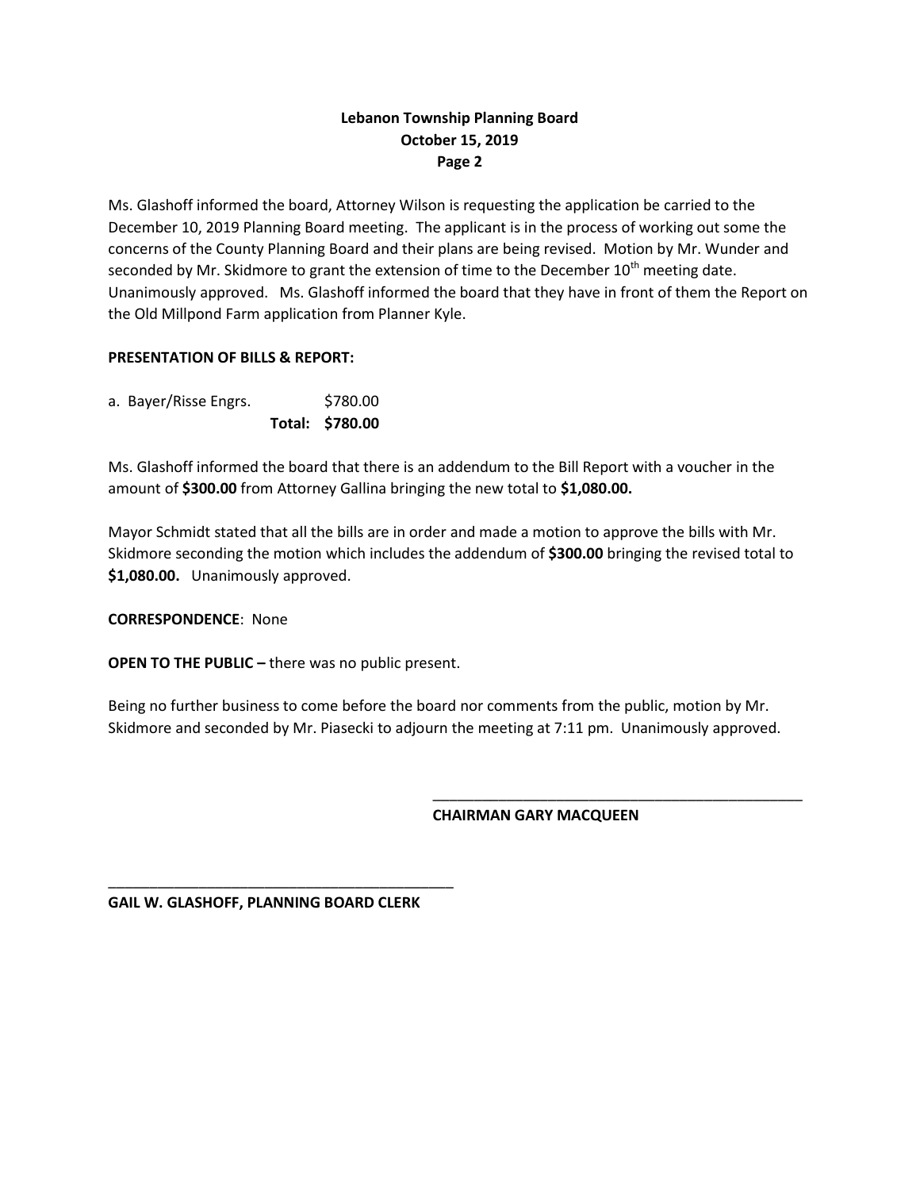Ms. Glashoff informed the board, Attorney Wilson is requesting the application be carried to the December 10, 2019 Planning Board meeting. The applicant is in the process of working out some the concerns of the County Planning Board and their plans are being revised. Motion by Mr. Wunder and seconded by Mr. Skidmore to grant the extension of time to the December 10th meeting date. Unanimously approved. Ms. Glashoff informed the board that they have in front of them the Report on the Old Millpond Farm application from Planner Kyle.

**PRESENTATION OF BILLS & REPORT:**

| | | |
|---|---|---|
| a. Bayer/Risse Engrs. | | $780.00 |
| | **Total:** | **$780.00** |

Ms. Glashoff informed the board that there is an addendum to the Bill Report with a voucher in the amount of **$300.00** from Attorney Gallina bringing the new total to **$1,080.00.**

Mayor Schmidt stated that all the bills are in order and made a motion to approve the bills with Mr. Skidmore seconding the motion which includes the addendum of **$300.00** bringing the revised total to **$1,080.00.** Unanimously approved.

**CORRESPONDENCE**: None

**OPEN TO THE PUBLIC –** there was no public present.

Being no further business to come before the board nor comments from the public, motion by Mr. Skidmore and seconded by Mr. Piasecki to adjourn the meeting at 7:11 pm. Unanimously approved.

_______________________________________________

**CHAIRMAN GARY MACQUEEN**

_______________________________________________

**GAIL W. GLASHOFF, PLANNING BOARD CLERK**